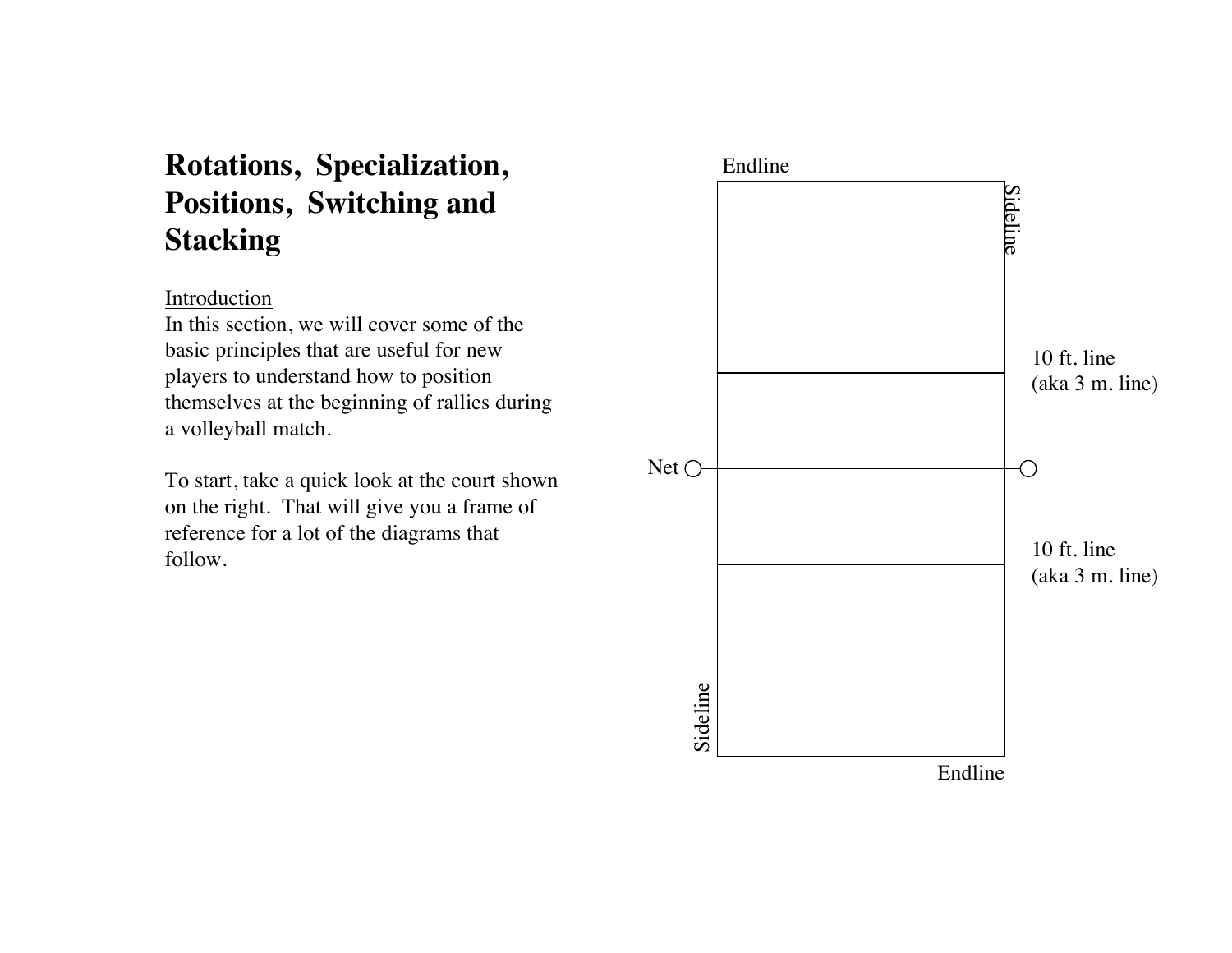# Rotations, Specialization, Positions, Switching and Stacking

<u>Introduction</u>
In this section, we will cover some of the basic principles that are useful for new players to understand how to position themselves at the beginning of rallies during a volleyball match.

To start, take a quick look at the court shown on the right. That will give you a frame of reference for a lot of the diagrams that follow.

Endline

Sideline

10 ft. line
(aka 3 m. line)

Net

10 ft. line
(aka 3 m. line)

Sideline

Endline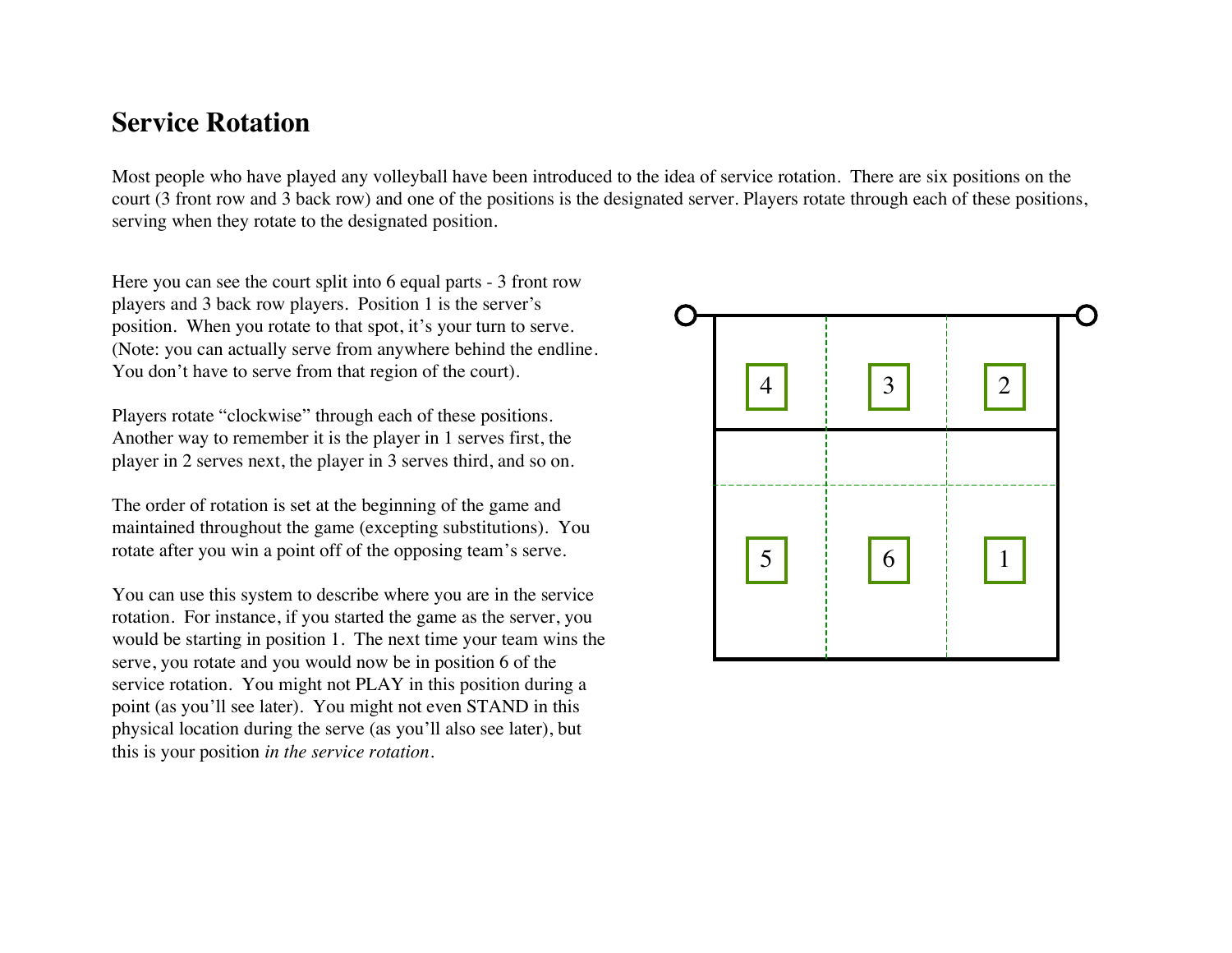## Service Rotation

Most people who have played any volleyball have been introduced to the idea of service rotation. There are six positions on the court (3 front row and 3 back row) and one of the positions is the designated server. Players rotate through each of these positions, serving when they rotate to the designated position.

Here you can see the court split into 6 equal parts - 3 front row players and 3 back row players. Position 1 is the server's position. When you rotate to that spot, it's your turn to serve. (Note: you can actually serve from anywhere behind the endline. You don't have to serve from that region of the court).

Players rotate "clockwise" through each of these positions. Another way to remember it is the player in 1 serves first, the player in 2 serves next, the player in 3 serves third, and so on.

The order of rotation is set at the beginning of the game and maintained throughout the game (excepting substitutions). You rotate after you win a point off of the opposing team's serve.

You can use this system to describe where you are in the service rotation. For instance, if you started the game as the server, you would be starting in position 1. The next time your team wins the serve, you rotate and you would now be in position 6 of the service rotation. You might not PLAY in this position during a point (as you'll see later). You might not even STAND in this physical location during the serve (as you'll also see later), but this is your position *in the service rotation*.

| 4 | 3 | 2 |
|---|---|---|
| 5 | 6 | 1 |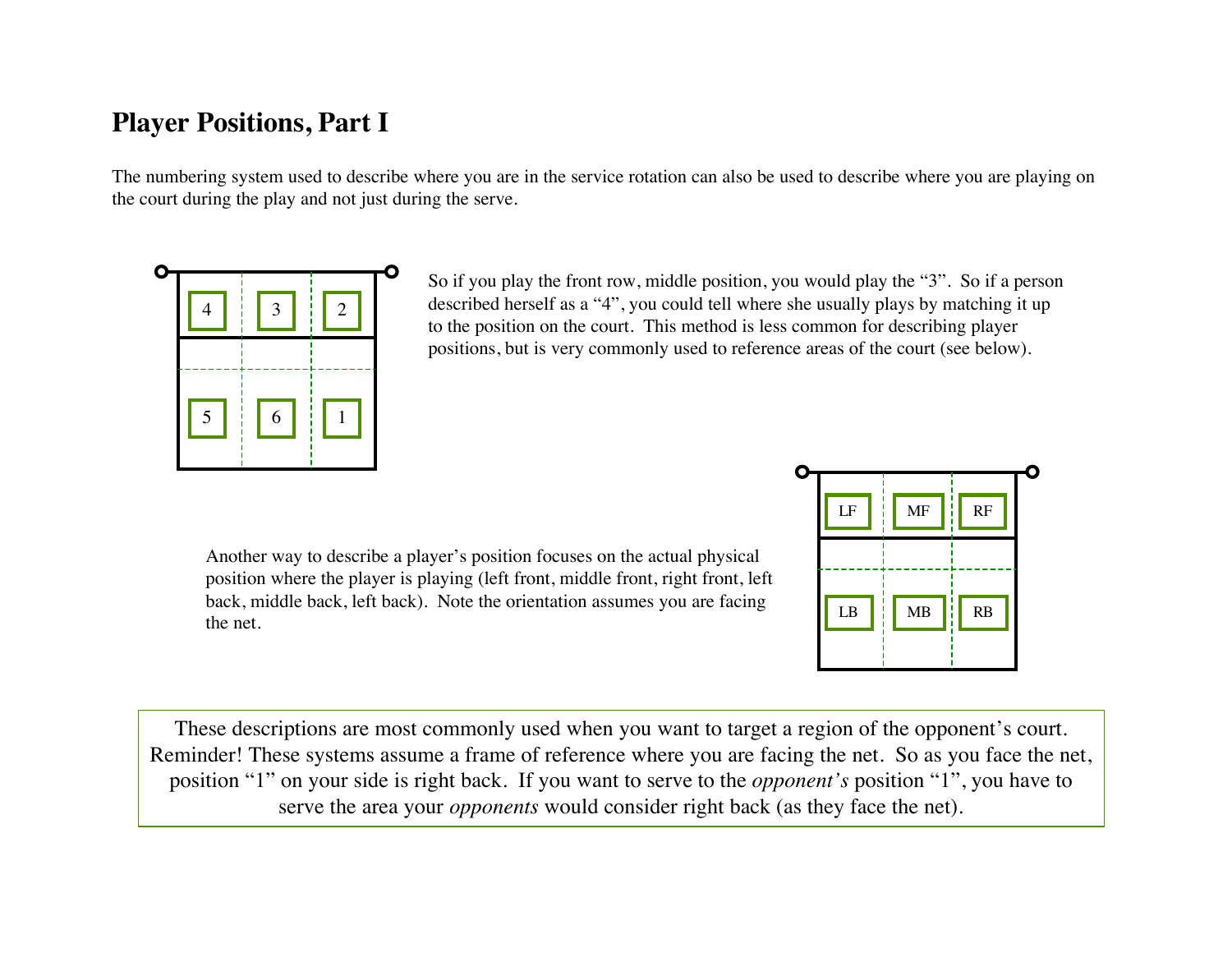## Player Positions, Part I

The numbering system used to describe where you are in the service rotation can also be used to describe where you are playing on the court during the play and not just during the serve.

| 4 | 3 | 2 |
|---|---|---|
| 5 | 6 | 1 |

So if you play the front row, middle position, you would play the "3". So if a person described herself as a "4", you could tell where she usually plays by matching it up to the position on the court. This method is less common for describing player positions, but is very commonly used to reference areas of the court (see below).

Another way to describe a player's position focuses on the actual physical position where the player is playing (left front, middle front, right front, left back, middle back, left back). Note the orientation assumes you are facing the net.

| LF | MF | RF |
|---|---|---|
| LB | MB | RB |

These descriptions are most commonly used when you want to target a region of the opponent's court. Reminder! These systems assume a frame of reference where you are facing the net. So as you face the net, position "1" on your side is right back. If you want to serve to the *opponent's* position "1", you have to serve the area your *opponents* would consider right back (as they face the net).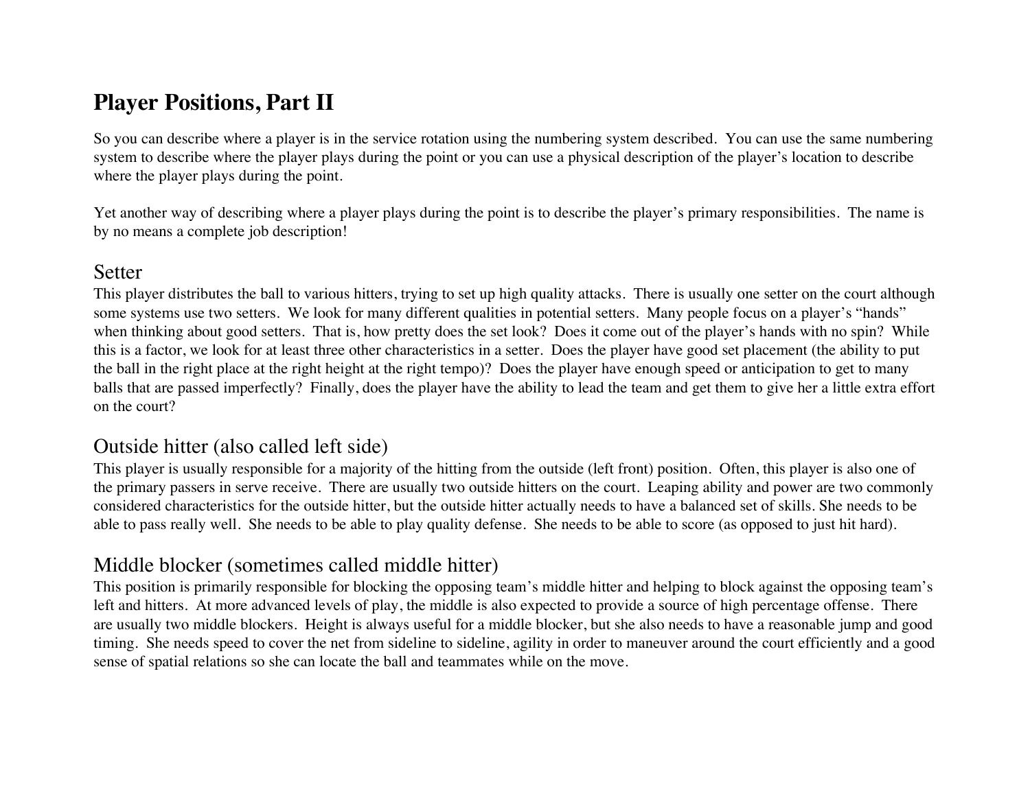# Player Positions, Part II

So you can describe where a player is in the service rotation using the numbering system described. You can use the same numbering system to describe where the player plays during the point or you can use a physical description of the player's location to describe where the player plays during the point.

Yet another way of describing where a player plays during the point is to describe the player's primary responsibilities. The name is by no means a complete job description!

## Setter

This player distributes the ball to various hitters, trying to set up high quality attacks. There is usually one setter on the court although some systems use two setters. We look for many different qualities in potential setters. Many people focus on a player's "hands" when thinking about good setters. That is, how pretty does the set look? Does it come out of the player's hands with no spin? While this is a factor, we look for at least three other characteristics in a setter. Does the player have good set placement (the ability to put the ball in the right place at the right height at the right tempo)? Does the player have enough speed or anticipation to get to many balls that are passed imperfectly? Finally, does the player have the ability to lead the team and get them to give her a little extra effort on the court?

## Outside hitter (also called left side)

This player is usually responsible for a majority of the hitting from the outside (left front) position. Often, this player is also one of the primary passers in serve receive. There are usually two outside hitters on the court. Leaping ability and power are two commonly considered characteristics for the outside hitter, but the outside hitter actually needs to have a balanced set of skills. She needs to be able to pass really well. She needs to be able to play quality defense. She needs to be able to score (as opposed to just hit hard).

## Middle blocker (sometimes called middle hitter)

This position is primarily responsible for blocking the opposing team's middle hitter and helping to block against the opposing team's left and hitters. At more advanced levels of play, the middle is also expected to provide a source of high percentage offense. There are usually two middle blockers. Height is always useful for a middle blocker, but she also needs to have a reasonable jump and good timing. She needs speed to cover the net from sideline to sideline, agility in order to maneuver around the court efficiently and a good sense of spatial relations so she can locate the ball and teammates while on the move.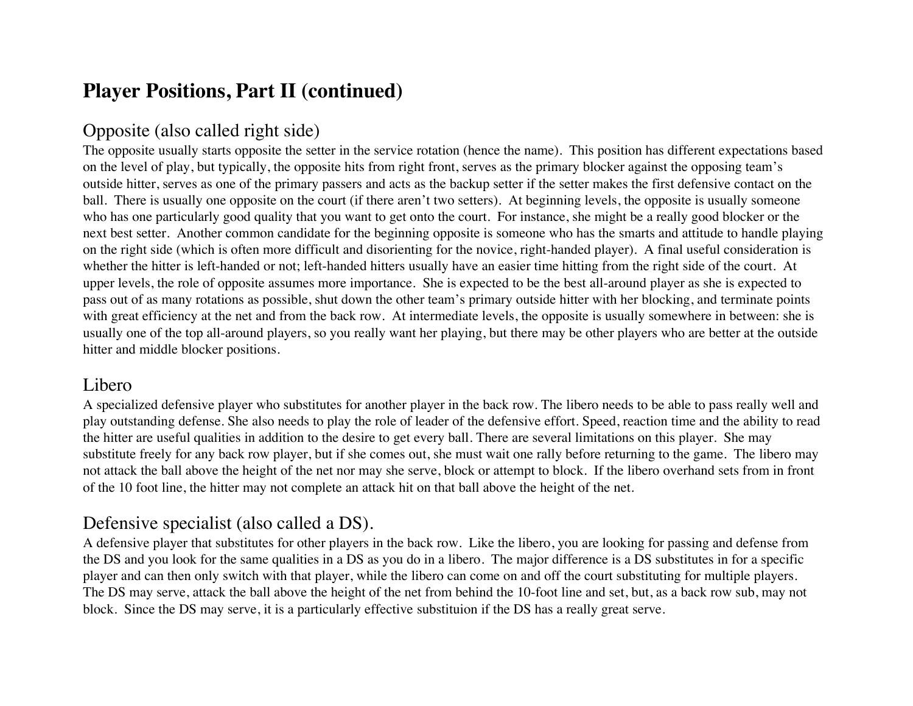# Player Positions, Part II (continued)

## Opposite (also called right side)

The opposite usually starts opposite the setter in the service rotation (hence the name). This position has different expectations based on the level of play, but typically, the opposite hits from right front, serves as the primary blocker against the opposing team's outside hitter, serves as one of the primary passers and acts as the backup setter if the setter makes the first defensive contact on the ball. There is usually one opposite on the court (if there aren't two setters). At beginning levels, the opposite is usually someone who has one particularly good quality that you want to get onto the court. For instance, she might be a really good blocker or the next best setter. Another common candidate for the beginning opposite is someone who has the smarts and attitude to handle playing on the right side (which is often more difficult and disorienting for the novice, right-handed player). A final useful consideration is whether the hitter is left-handed or not; left-handed hitters usually have an easier time hitting from the right side of the court. At upper levels, the role of opposite assumes more importance. She is expected to be the best all-around player as she is expected to pass out of as many rotations as possible, shut down the other team's primary outside hitter with her blocking, and terminate points with great efficiency at the net and from the back row. At intermediate levels, the opposite is usually somewhere in between: she is usually one of the top all-around players, so you really want her playing, but there may be other players who are better at the outside hitter and middle blocker positions.

## Libero

A specialized defensive player who substitutes for another player in the back row. The libero needs to be able to pass really well and play outstanding defense. She also needs to play the role of leader of the defensive effort. Speed, reaction time and the ability to read the hitter are useful qualities in addition to the desire to get every ball. There are several limitations on this player. She may substitute freely for any back row player, but if she comes out, she must wait one rally before returning to the game. The libero may not attack the ball above the height of the net nor may she serve, block or attempt to block. If the libero overhand sets from in front of the 10 foot line, the hitter may not complete an attack hit on that ball above the height of the net.

## Defensive specialist (also called a DS).

A defensive player that substitutes for other players in the back row. Like the libero, you are looking for passing and defense from the DS and you look for the same qualities in a DS as you do in a libero. The major difference is a DS substitutes in for a specific player and can then only switch with that player, while the libero can come on and off the court substituting for multiple players. The DS may serve, attack the ball above the height of the net from behind the 10-foot line and set, but, as a back row sub, may not block. Since the DS may serve, it is a particularly effective substituion if the DS has a really great serve.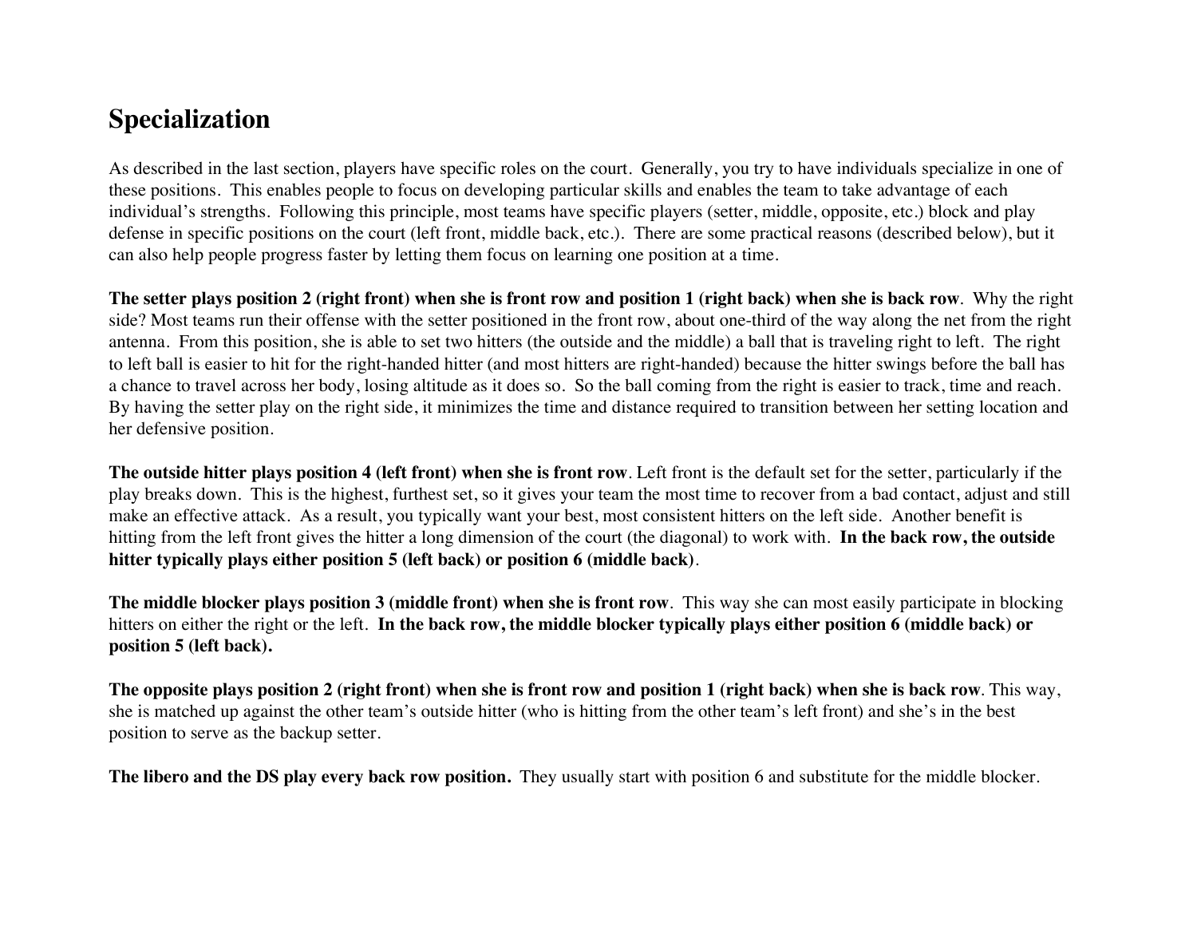# Specialization

As described in the last section, players have specific roles on the court. Generally, you try to have individuals specialize in one of these positions. This enables people to focus on developing particular skills and enables the team to take advantage of each individual's strengths. Following this principle, most teams have specific players (setter, middle, opposite, etc.) block and play defense in specific positions on the court (left front, middle back, etc.). There are some practical reasons (described below), but it can also help people progress faster by letting them focus on learning one position at a time.

**The setter plays position 2 (right front) when she is front row and position 1 (right back) when she is back row**. Why the right side? Most teams run their offense with the setter positioned in the front row, about one-third of the way along the net from the right antenna. From this position, she is able to set two hitters (the outside and the middle) a ball that is traveling right to left. The right to left ball is easier to hit for the right-handed hitter (and most hitters are right-handed) because the hitter swings before the ball has a chance to travel across her body, losing altitude as it does so. So the ball coming from the right is easier to track, time and reach. By having the setter play on the right side, it minimizes the time and distance required to transition between her setting location and her defensive position.

**The outside hitter plays position 4 (left front) when she is front row**. Left front is the default set for the setter, particularly if the play breaks down. This is the highest, furthest set, so it gives your team the most time to recover from a bad contact, adjust and still make an effective attack. As a result, you typically want your best, most consistent hitters on the left side. Another benefit is hitting from the left front gives the hitter a long dimension of the court (the diagonal) to work with. **In the back row, the outside hitter typically plays either position 5 (left back) or position 6 (middle back)**.

**The middle blocker plays position 3 (middle front) when she is front row**. This way she can most easily participate in blocking hitters on either the right or the left. **In the back row, the middle blocker typically plays either position 6 (middle back) or position 5 (left back).**

**The opposite plays position 2 (right front) when she is front row and position 1 (right back) when she is back row**. This way, she is matched up against the other team's outside hitter (who is hitting from the other team's left front) and she's in the best position to serve as the backup setter.

**The libero and the DS play every back row position.** They usually start with position 6 and substitute for the middle blocker.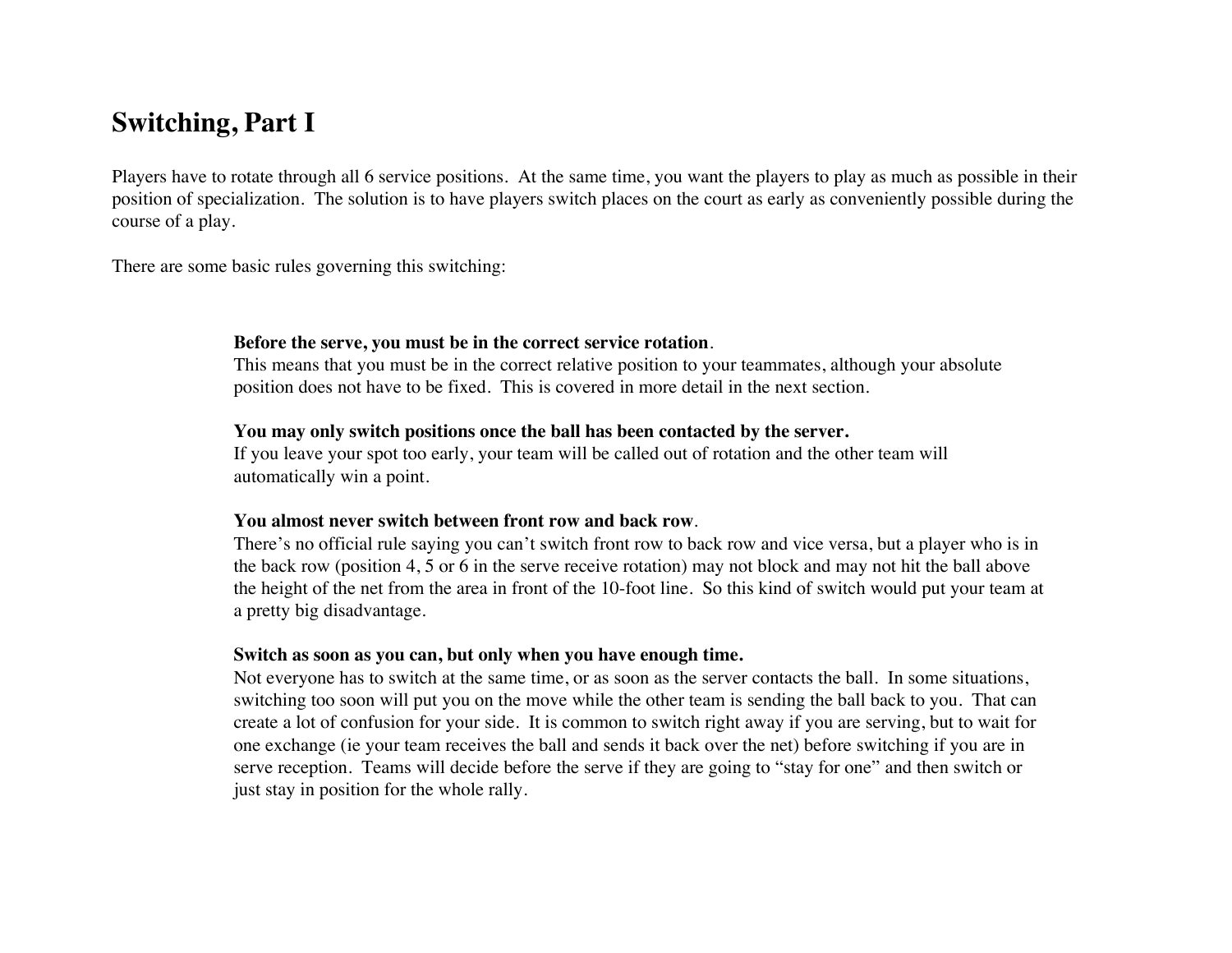# Switching, Part I

Players have to rotate through all 6 service positions. At the same time, you want the players to play as much as possible in their position of specialization. The solution is to have players switch places on the court as early as conveniently possible during the course of a play.

There are some basic rules governing this switching:

**Before the serve, you must be in the correct service rotation**.
This means that you must be in the correct relative position to your teammates, although your absolute position does not have to be fixed. This is covered in more detail in the next section.

**You may only switch positions once the ball has been contacted by the server.**
If you leave your spot too early, your team will be called out of rotation and the other team will automatically win a point.

**You almost never switch between front row and back row**.
There's no official rule saying you can't switch front row to back row and vice versa, but a player who is in the back row (position 4, 5 or 6 in the serve receive rotation) may not block and may not hit the ball above the height of the net from the area in front of the 10-foot line. So this kind of switch would put your team at a pretty big disadvantage.

**Switch as soon as you can, but only when you have enough time.**
Not everyone has to switch at the same time, or as soon as the server contacts the ball. In some situations, switching too soon will put you on the move while the other team is sending the ball back to you. That can create a lot of confusion for your side. It is common to switch right away if you are serving, but to wait for one exchange (ie your team receives the ball and sends it back over the net) before switching if you are in serve reception. Teams will decide before the serve if they are going to "stay for one" and then switch or just stay in position for the whole rally.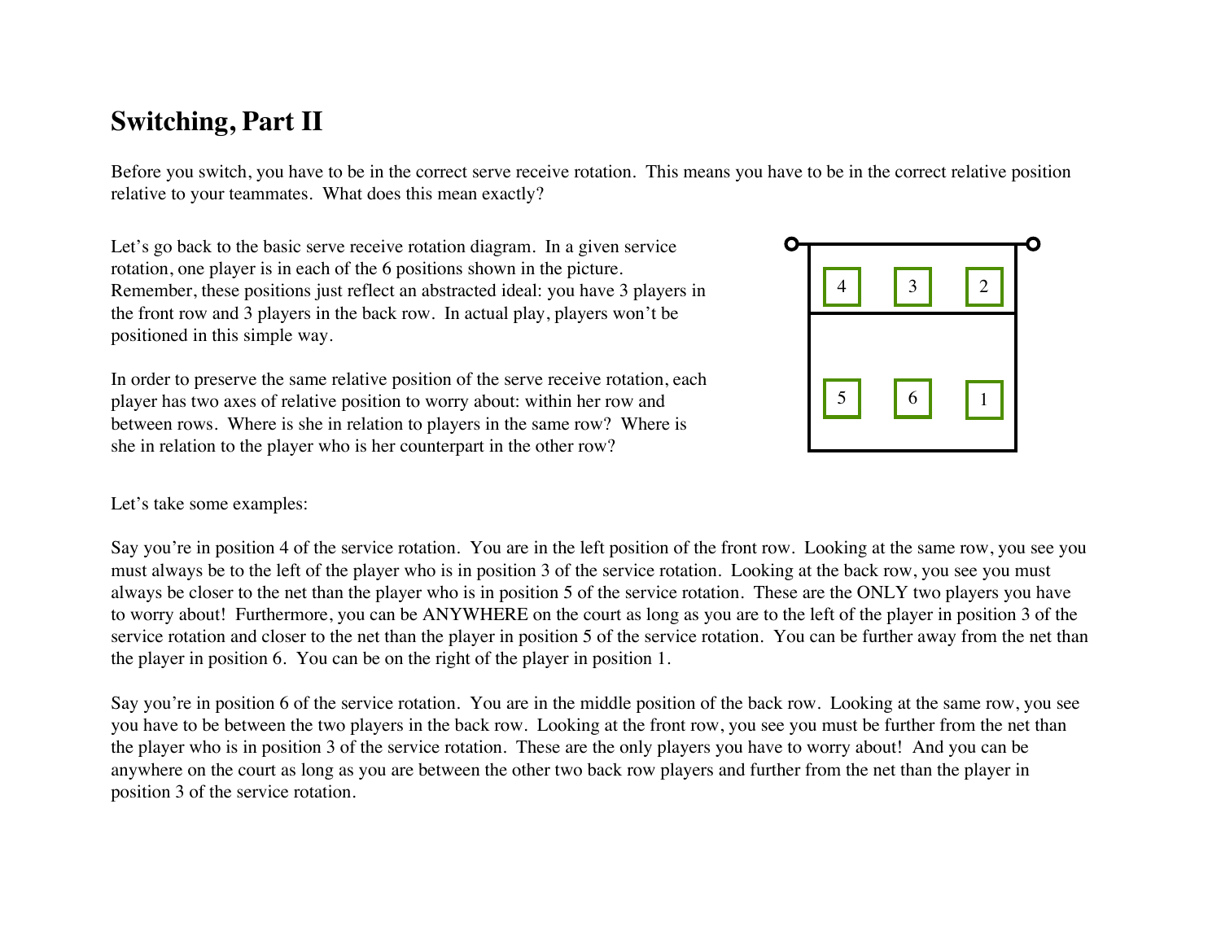# Switching, Part II

Before you switch, you have to be in the correct serve receive rotation. This means you have to be in the correct relative position relative to your teammates. What does this mean exactly?

Let's go back to the basic serve receive rotation diagram. In a given service rotation, one player is in each of the 6 positions shown in the picture. Remember, these positions just reflect an abstracted ideal: you have 3 players in the front row and 3 players in the back row. In actual play, players won't be positioned in this simple way.

In order to preserve the same relative position of the serve receive rotation, each player has two axes of relative position to worry about: within her row and between rows. Where is she in relation to players in the same row? Where is she in relation to the player who is her counterpart in the other row?

Let's take some examples:

Say you're in position 4 of the service rotation. You are in the left position of the front row. Looking at the same row, you see you must always be to the left of the player who is in position 3 of the service rotation. Looking at the back row, you see you must always be closer to the net than the player who is in position 5 of the service rotation. These are the ONLY two players you have to worry about! Furthermore, you can be ANYWHERE on the court as long as you are to the left of the player in position 3 of the service rotation and closer to the net than the player in position 5 of the service rotation. You can be further away from the net than the player in position 6. You can be on the right of the player in position 1.

Say you're in position 6 of the service rotation. You are in the middle position of the back row. Looking at the same row, you see you have to be between the two players in the back row. Looking at the front row, you see you must be further from the net than the player who is in position 3 of the service rotation. These are the only players you have to worry about! And you can be anywhere on the court as long as you are between the other two back row players and further from the net than the player in position 3 of the service rotation.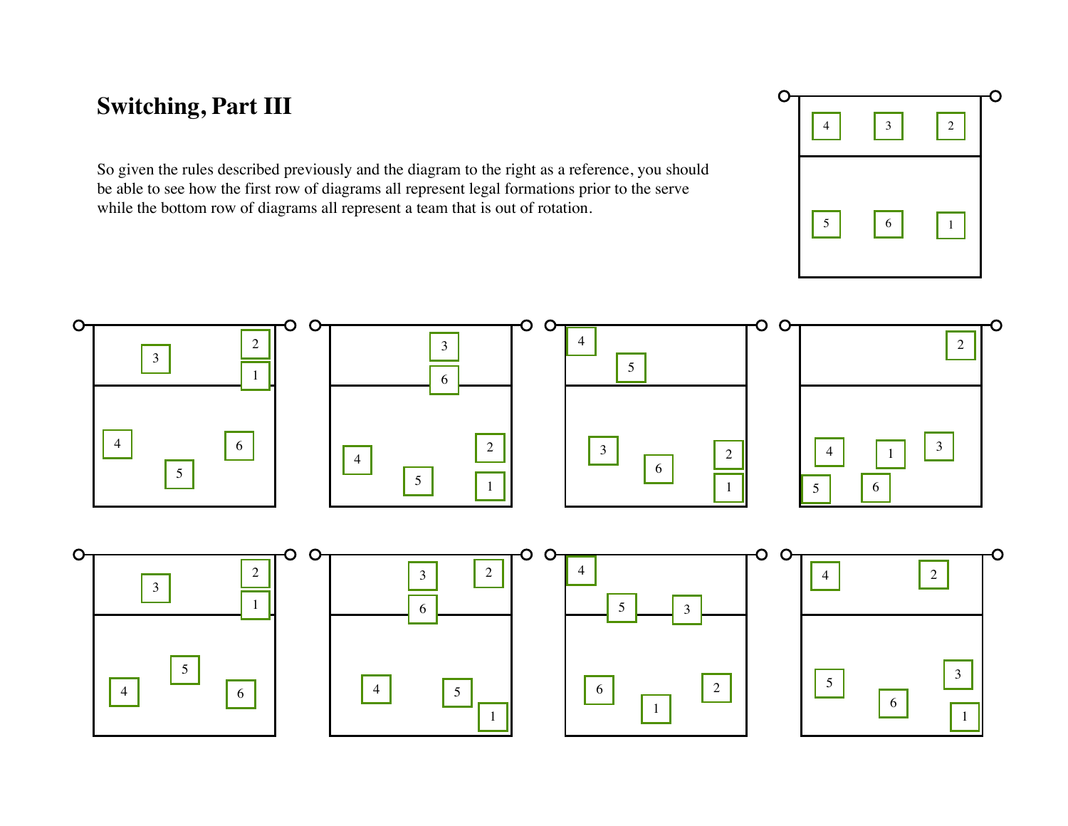# Switching, Part III

So given the rules described previously and the diagram to the right as a reference, you should be able to see how the first row of diagrams all represent legal formations prior to the serve while the bottom row of diagrams all represent a team that is out of rotation.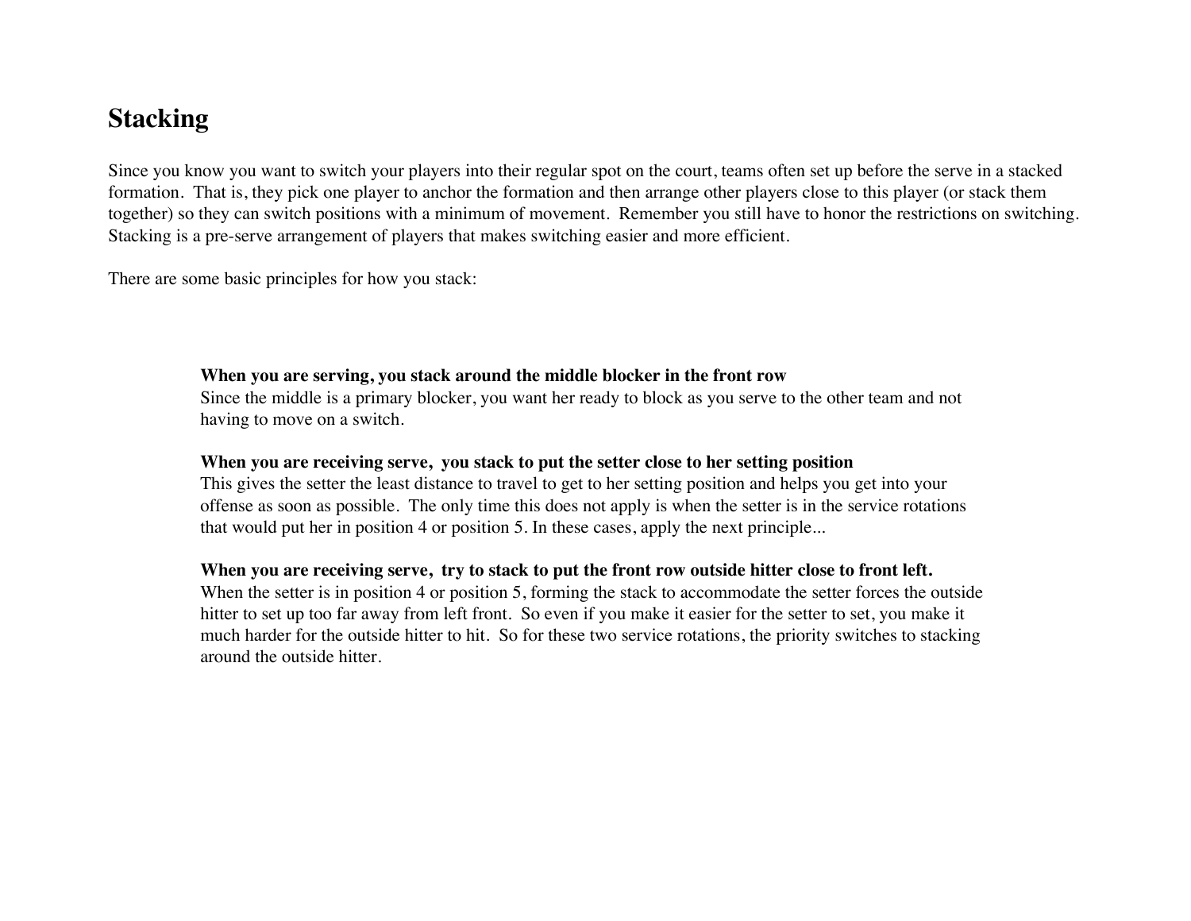# Stacking

Since you know you want to switch your players into their regular spot on the court, teams often set up before the serve in a stacked formation. That is, they pick one player to anchor the formation and then arrange other players close to this player (or stack them together) so they can switch positions with a minimum of movement. Remember you still have to honor the restrictions on switching. Stacking is a pre-serve arrangement of players that makes switching easier and more efficient.

There are some basic principles for how you stack:

**When you are serving, you stack around the middle blocker in the front row**
Since the middle is a primary blocker, you want her ready to block as you serve to the other team and not having to move on a switch.

**When you are receiving serve, you stack to put the setter close to her setting position**
This gives the setter the least distance to travel to get to her setting position and helps you get into your offense as soon as possible. The only time this does not apply is when the setter is in the service rotations that would put her in position 4 or position 5. In these cases, apply the next principle...

**When you are receiving serve, try to stack to put the front row outside hitter close to front left.**
When the setter is in position 4 or position 5, forming the stack to accommodate the setter forces the outside hitter to set up too far away from left front. So even if you make it easier for the setter to set, you make it much harder for the outside hitter to hit. So for these two service rotations, the priority switches to stacking around the outside hitter.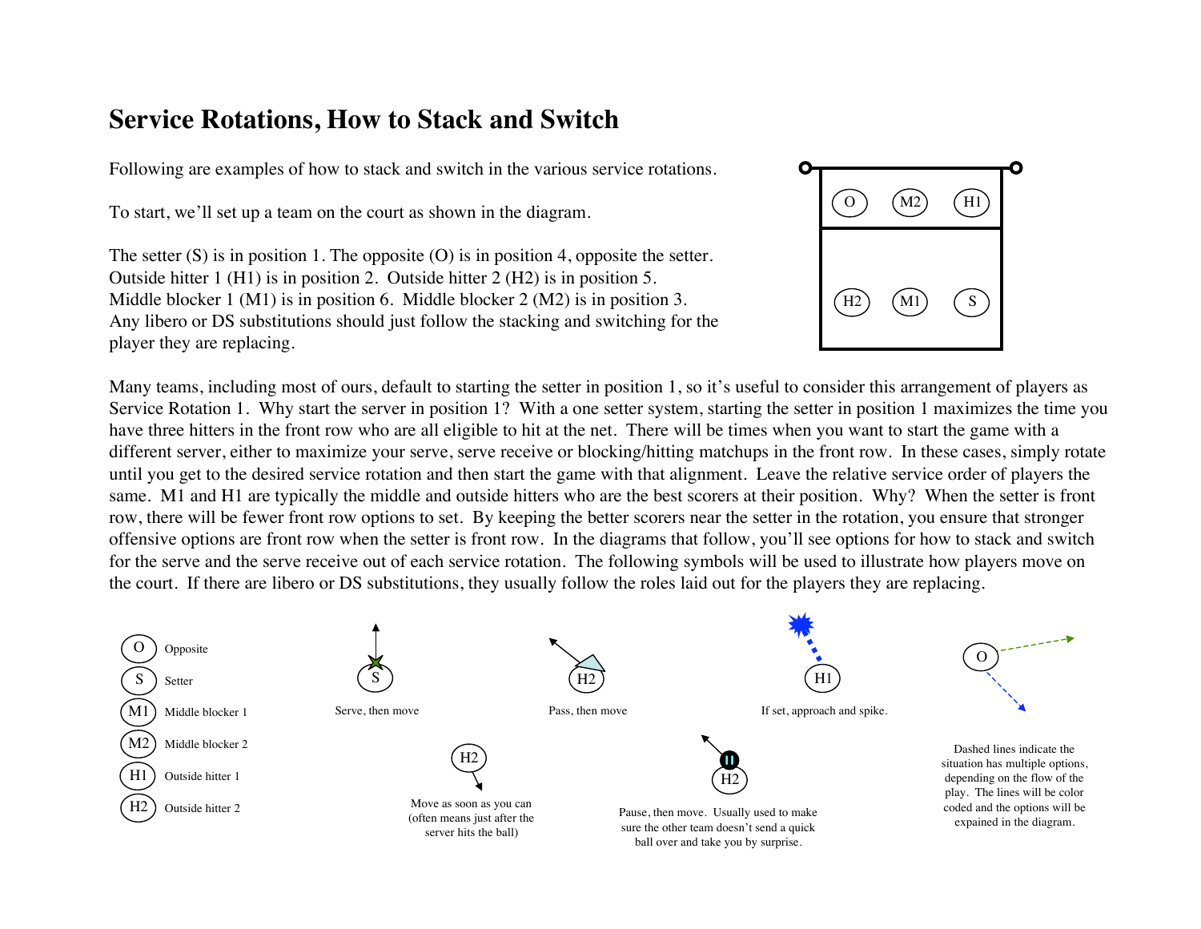# Service Rotations, How to Stack and Switch

Following are examples of how to stack and switch in the various service rotations.

To start, we'll set up a team on the court as shown in the diagram.

The setter (S) is in position 1. The opposite (O) is in position 4, opposite the setter. Outside hitter 1 (H1) is in position 2. Outside hitter 2 (H2) is in position 5. Middle blocker 1 (M1) is in position 6. Middle blocker 2 (M2) is in position 3. Any libero or DS substitutions should just follow the stacking and switching for the player they are replacing.

O M2 H1

H2 M1 S

Many teams, including most of ours, default to starting the setter in position 1, so it's useful to consider this arrangement of players as Service Rotation 1. Why start the server in position 1? With a one setter system, starting the setter in position 1 maximizes the time you have three hitters in the front row who are all eligible to hit at the net. There will be times when you want to start the game with a different server, either to maximize your serve, serve receive or blocking/hitting matchups in the front row. In these cases, simply rotate until you get to the desired service rotation and then start the game with that alignment. Leave the relative service order of players the same. M1 and H1 are typically the middle and outside hitters who are the best scorers at their position. Why? When the setter is front row, there will be fewer front row options to set. By keeping the better scorers near the setter in the rotation, you ensure that stronger offensive options are front row when the setter is front row. In the diagrams that follow, you'll see options for how to stack and switch for the serve and the serve receive out of each service rotation. The following symbols will be used to illustrate how players move on the court. If there are libero or DS substitutions, they usually follow the roles laid out for the players they are replacing.

- O Opposite
- S Setter
- M1 Middle blocker 1
- M2 Middle blocker 2
- H1 Outside hitter 1
- H2 Outside hitter 2

Serve, then move

Pass, then move

If set, approach and spike.

Move as soon as you can (often means just after the server hits the ball)

Pause, then move. Usually used to make sure the other team doesn't send a quick ball over and take you by surprise.

Dashed lines indicate the situation has multiple options, depending on the flow of the play. The lines will be color coded and the options will be expained in the diagram.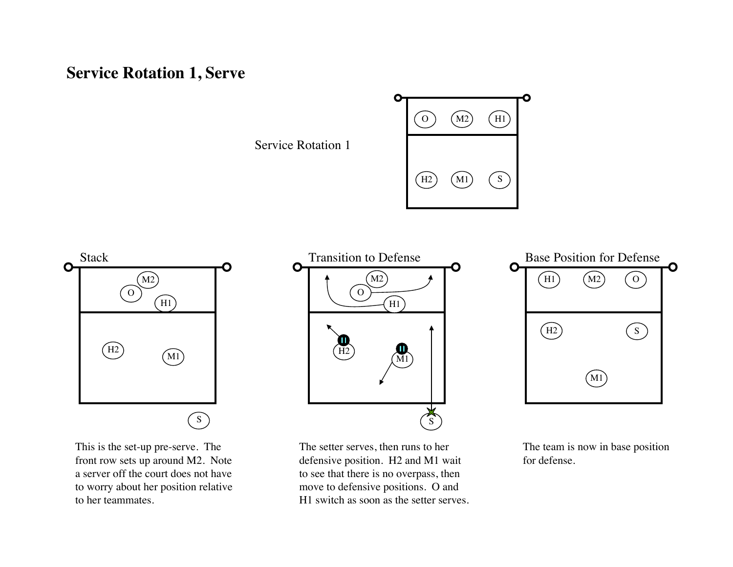# Service Rotation 1, Serve

Service Rotation 1

Stack

This is the set-up pre-serve. The front row sets up around M2. Note a server off the court does not have to worry about her position relative to her teammates.

Transition to Defense

The setter serves, then runs to her defensive position. H2 and M1 wait to see that there is no overpass, then move to defensive positions. O and H1 switch as soon as the setter serves.

Base Position for Defense

The team is now in base position for defense.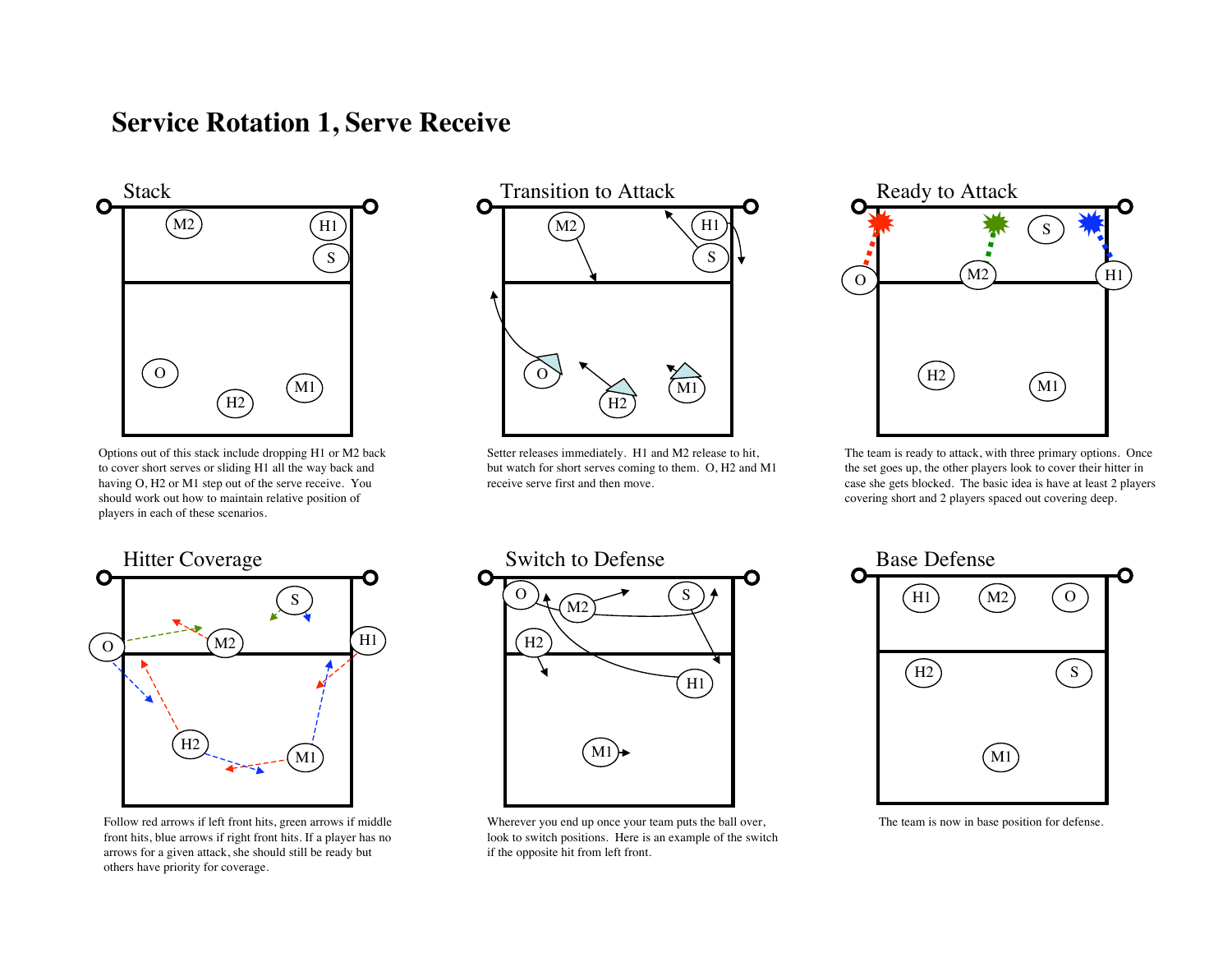# Service Rotation 1, Serve Receive

## Stack

Options out of this stack include dropping H1 or M2 back to cover short serves or sliding H1 all the way back and having O, H2 or M1 step out of the serve receive. You should work out how to maintain relative position of players in each of these scenarios.

## Transition to Attack

Setter releases immediately. H1 and M2 release to hit, but watch for short serves coming to them. O, H2 and M1 receive serve first and then move.

## Ready to Attack

The team is ready to attack, with three primary options. Once the set goes up, the other players look to cover their hitter in case she gets blocked. The basic idea is have at least 2 players covering short and 2 players spaced out covering deep.

## Hitter Coverage

Follow red arrows if left front hits, green arrows if middle front hits, blue arrows if right front hits. If a player has no arrows for a given attack, she should still be ready but others have priority for coverage.

## Switch to Defense

Wherever you end up once your team puts the ball over, look to switch positions. Here is an example of the switch if the opposite hit from left front.

## Base Defense

The team is now in base position for defense.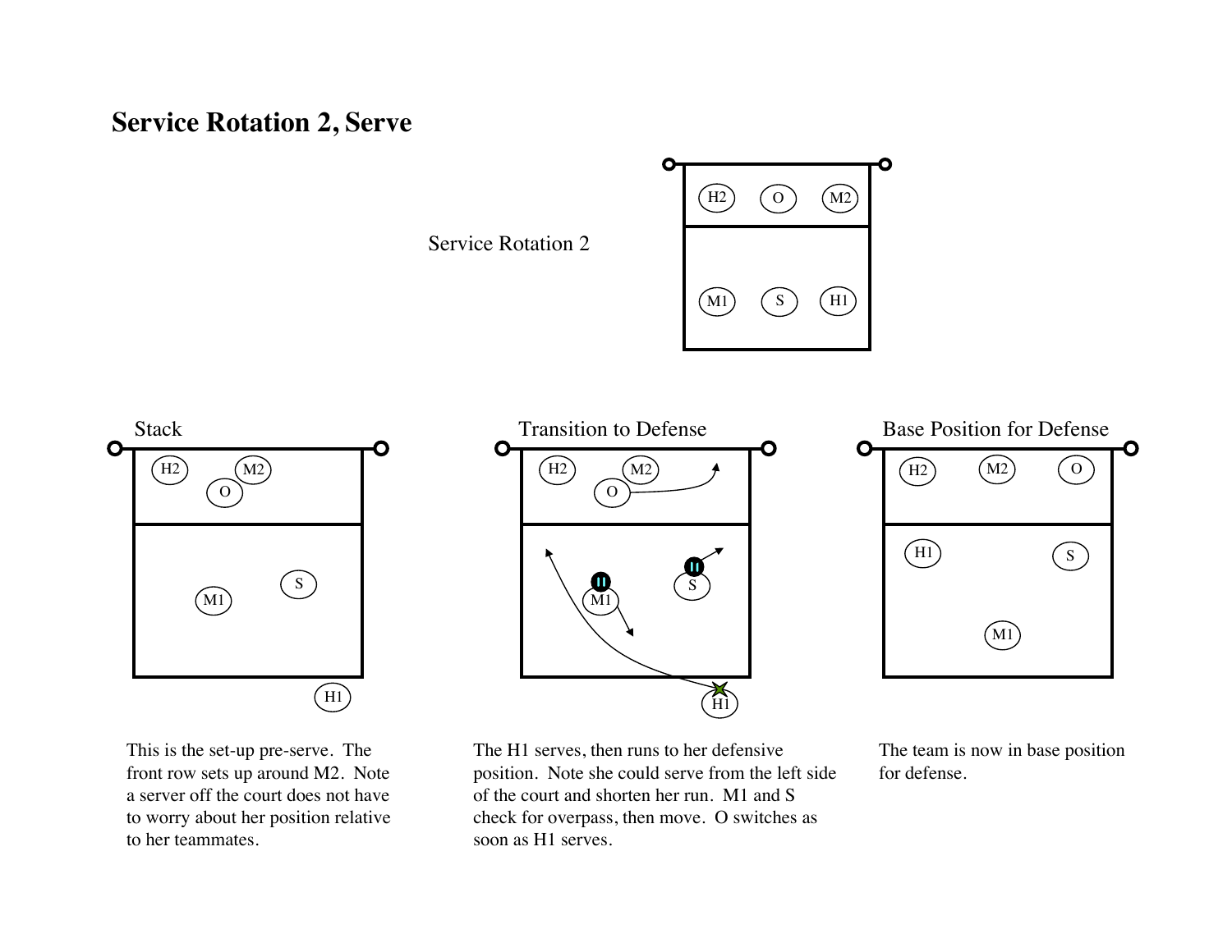# Service Rotation 2, Serve

Service Rotation 2

## Stack

This is the set-up pre-serve. The front row sets up around M2. Note a server off the court does not have to worry about her position relative to her teammates.

## Transition to Defense

The H1 serves, then runs to her defensive position. Note she could serve from the left side of the court and shorten her run. M1 and S check for overpass, then move. O switches as soon as H1 serves.

## Base Position for Defense

The team is now in base position for defense.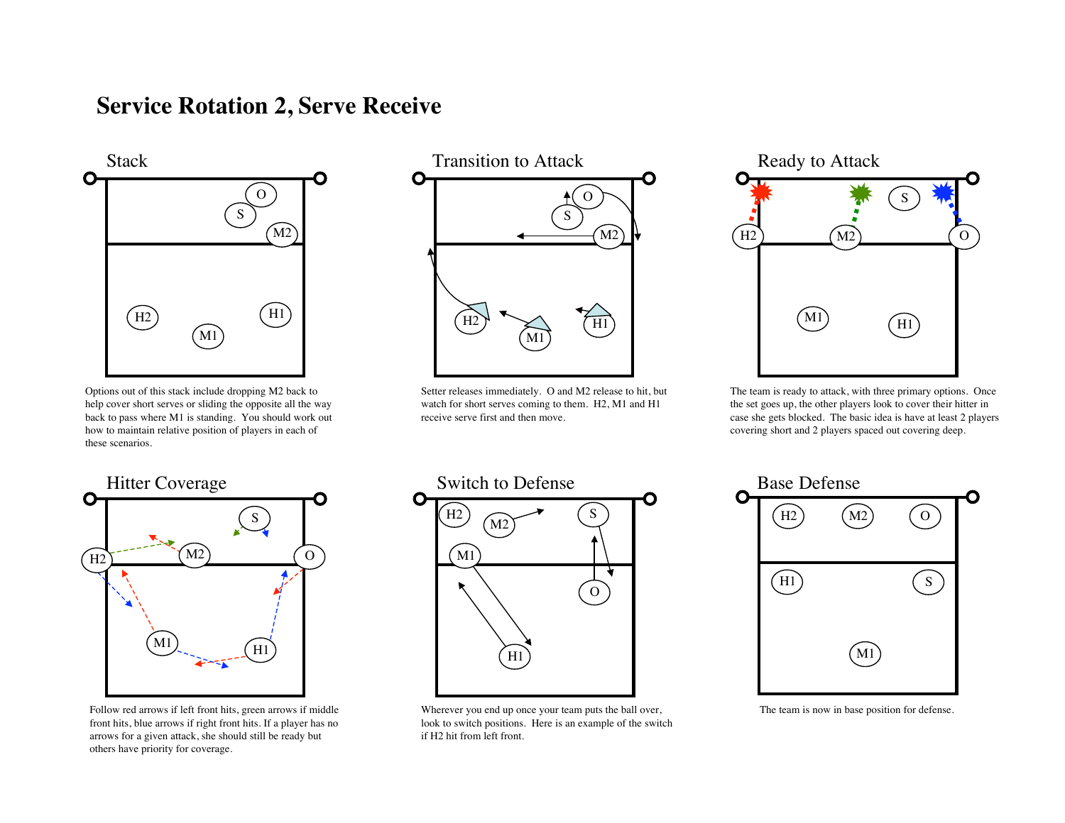# Service Rotation 2, Serve Receive

## Stack

Options out of this stack include dropping M2 back to help cover short serves or sliding the opposite all the way back to pass where M1 is standing. You should work out how to maintain relative position of players in each of these scenarios.

## Transition to Attack

Setter releases immediately. O and M2 release to hit, but watch for short serves coming to them. H2, M1 and H1 receive serve first and then move.

## Ready to Attack

The team is ready to attack, with three primary options. Once the set goes up, the other players look to cover their hitter in case she gets blocked. The basic idea is have at least 2 players covering short and 2 players spaced out covering deep.

## Hitter Coverage

Follow red arrows if left front hits, green arrows if middle front hits, blue arrows if right front hits. If a player has no arrows for a given attack, she should still be ready but others have priority for coverage.

## Switch to Defense

Wherever you end up once your team puts the ball over, look to switch positions. Here is an example of the switch if H2 hit from left front.

## Base Defense

The team is now in base position for defense.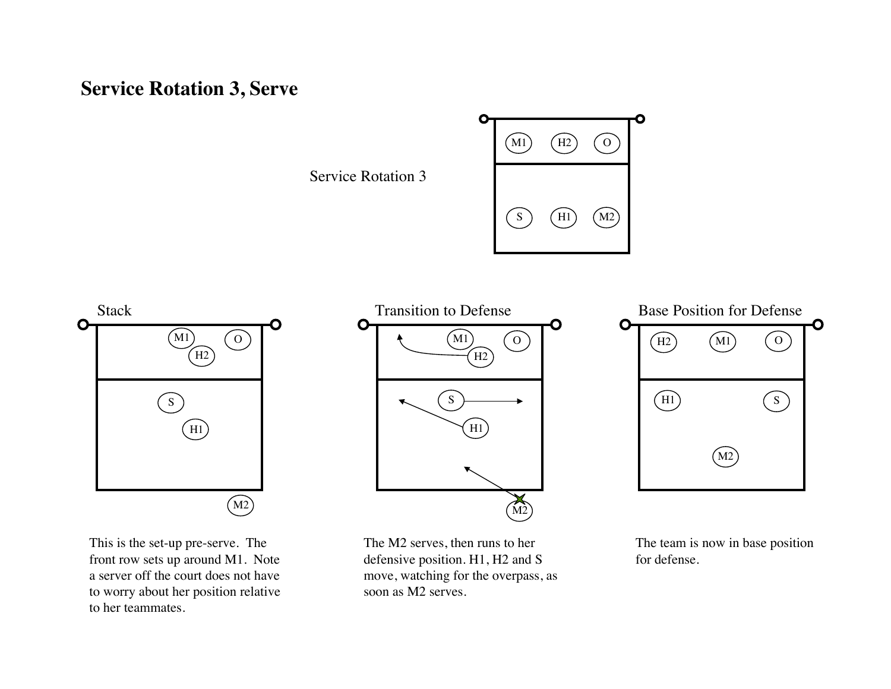# Service Rotation 3, Serve

Service Rotation 3

M1 H2 O

S H1 M2

Stack

M1 O
H2

S
H1

M2

This is the set-up pre-serve. The front row sets up around M1. Note a server off the court does not have to worry about her position relative to her teammates.

Transition to Defense

M1 O
H2

S
H1

M2

The M2 serves, then runs to her defensive position. H1, H2 and S move, watching for the overpass, as soon as M2 serves.

Base Position for Defense

H2 M1 O

H1 S

M2

The team is now in base position for defense.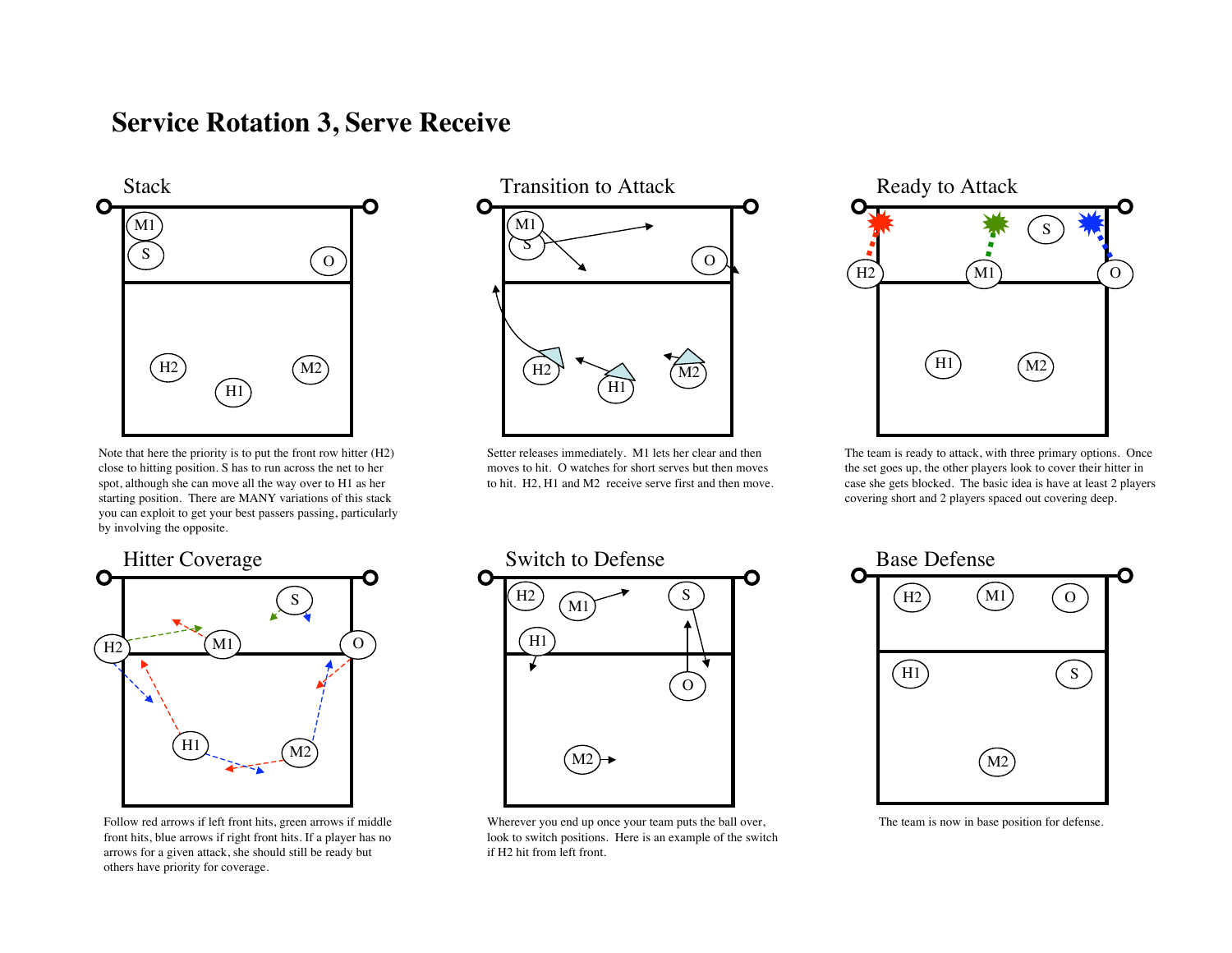# Service Rotation 3, Serve Receive

## Stack

Note that here the priority is to put the front row hitter (H2) close to hitting position. S has to run across the net to her spot, although she can move all the way over to H1 as her starting position. There are MANY variations of this stack you can exploit to get your best passers passing, particularly by involving the opposite.

## Transition to Attack

Setter releases immediately. M1 lets her clear and then moves to hit. O watches for short serves but then moves to hit. H2, H1 and M2 receive serve first and then move.

## Ready to Attack

The team is ready to attack, with three primary options. Once the set goes up, the other players look to cover their hitter in case she gets blocked. The basic idea is have at least 2 players covering short and 2 players spaced out covering deep.

## Hitter Coverage

Follow red arrows if left front hits, green arrows if middle front hits, blue arrows if right front hits. If a player has no arrows for a given attack, she should still be ready but others have priority for coverage.

## Switch to Defense

Wherever you end up once your team puts the ball over, look to switch positions. Here is an example of the switch if H2 hit from left front.

## Base Defense

The team is now in base position for defense.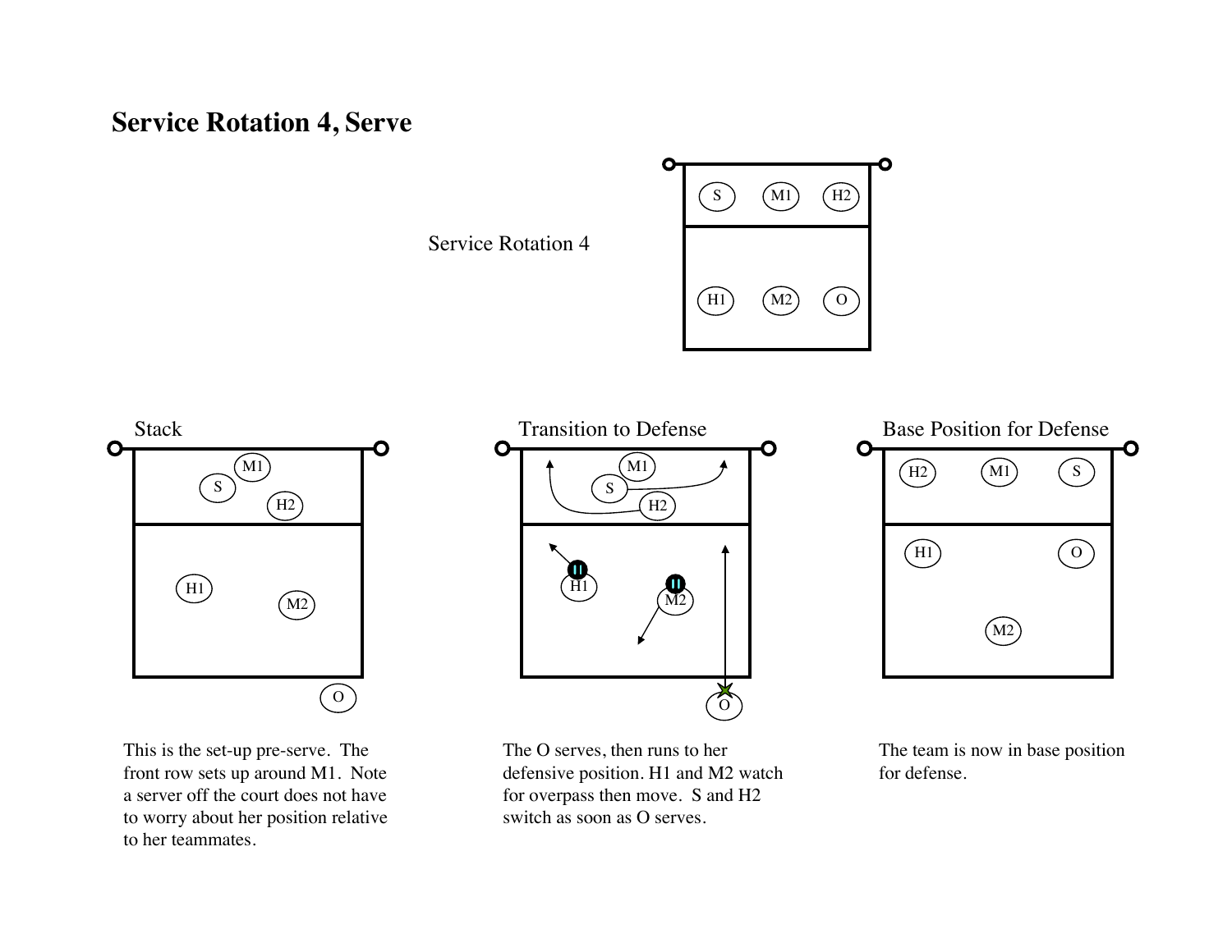# Service Rotation 4, Serve

Service Rotation 4

Stack

Transition to Defense

Base Position for Defense

This is the set-up pre-serve. The front row sets up around M1. Note a server off the court does not have to worry about her position relative to her teammates.

The O serves, then runs to her defensive position. H1 and M2 watch for overpass then move. S and H2 switch as soon as O serves.

The team is now in base position for defense.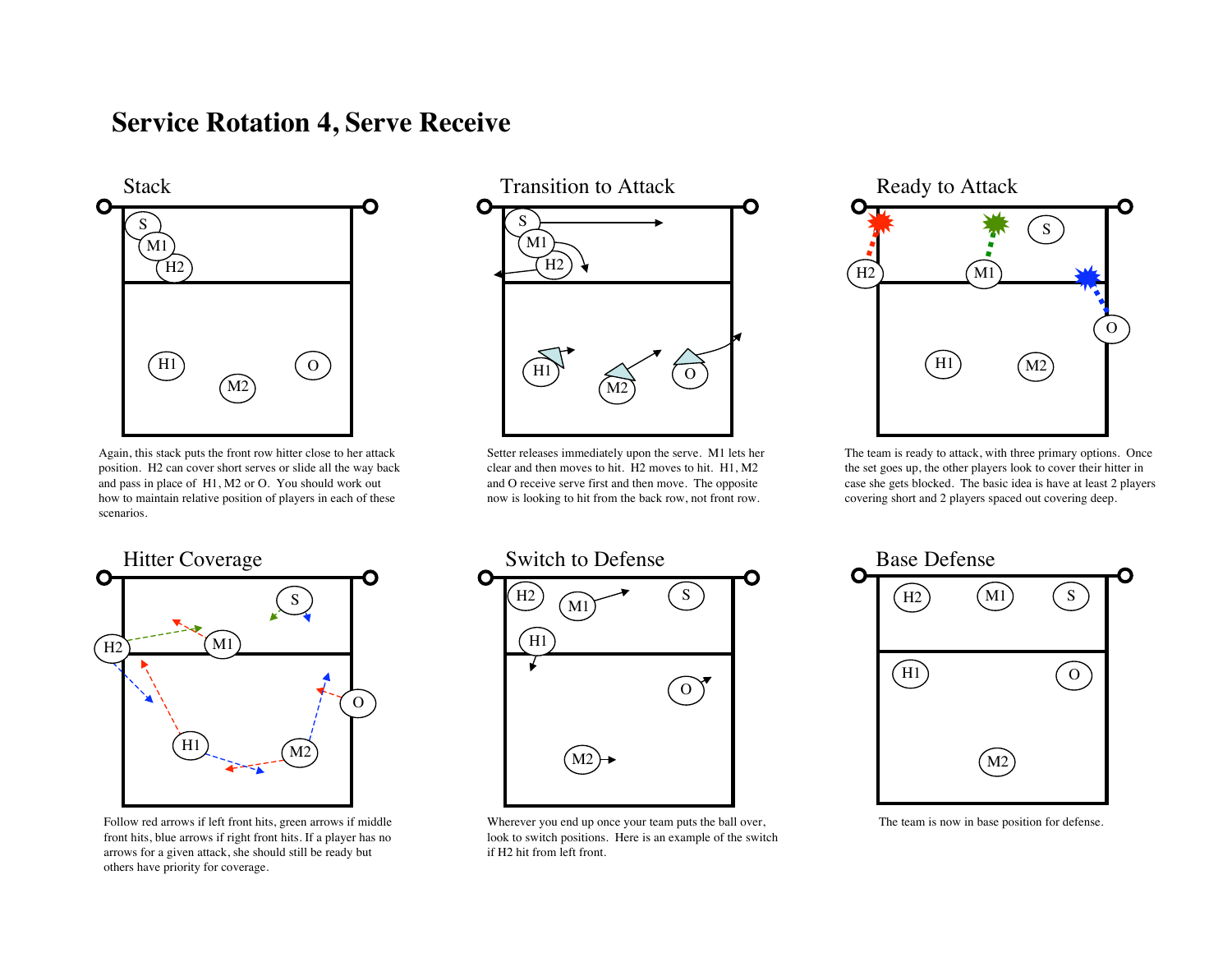# Service Rotation 4, Serve Receive

## Stack

Again, this stack puts the front row hitter close to her attack position. H2 can cover short serves or slide all the way back and pass in place of H1, M2 or O. You should work out how to maintain relative position of players in each of these scenarios.

## Transition to Attack

Setter releases immediately upon the serve. M1 lets her clear and then moves to hit. H2 moves to hit. H1, M2 and O receive serve first and then move. The opposite now is looking to hit from the back row, not front row.

## Ready to Attack

The team is ready to attack, with three primary options. Once the set goes up, the other players look to cover their hitter in case she gets blocked. The basic idea is have at least 2 players covering short and 2 players spaced out covering deep.

## Hitter Coverage

Follow red arrows if left front hits, green arrows if middle front hits, blue arrows if right front hits. If a player has no arrows for a given attack, she should still be ready but others have priority for coverage.

## Switch to Defense

Wherever you end up once your team puts the ball over, look to switch positions. Here is an example of the switch if H2 hit from left front.

## Base Defense

The team is now in base position for defense.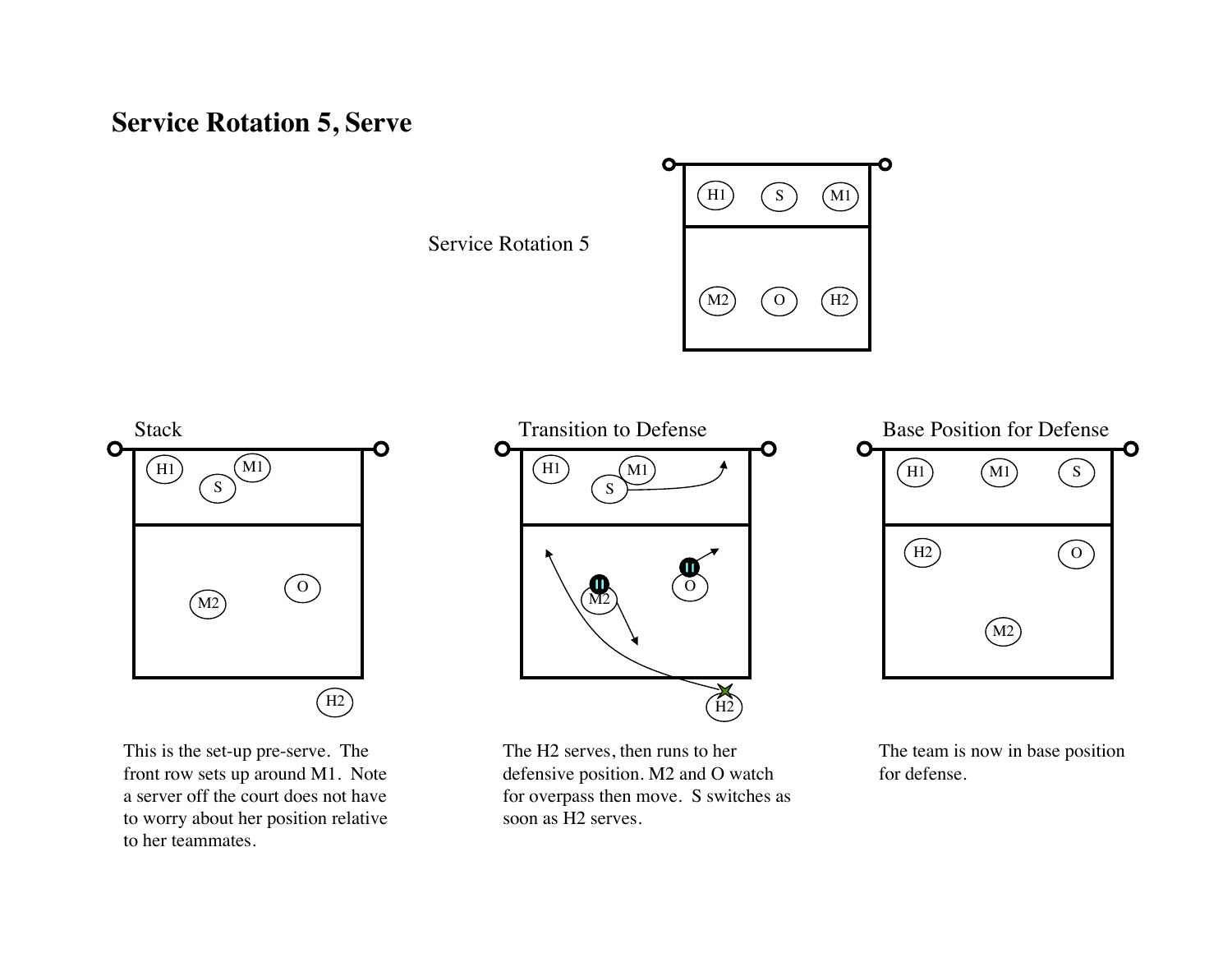# Service Rotation 5, Serve

Service Rotation 5

### Stack

This is the set-up pre-serve. The front row sets up around M1. Note a server off the court does not have to worry about her position relative to her teammates.

### Transition to Defense

The H2 serves, then runs to her defensive position. M2 and O watch for overpass then move. S switches as soon as H2 serves.

### Base Position for Defense

The team is now in base position for defense.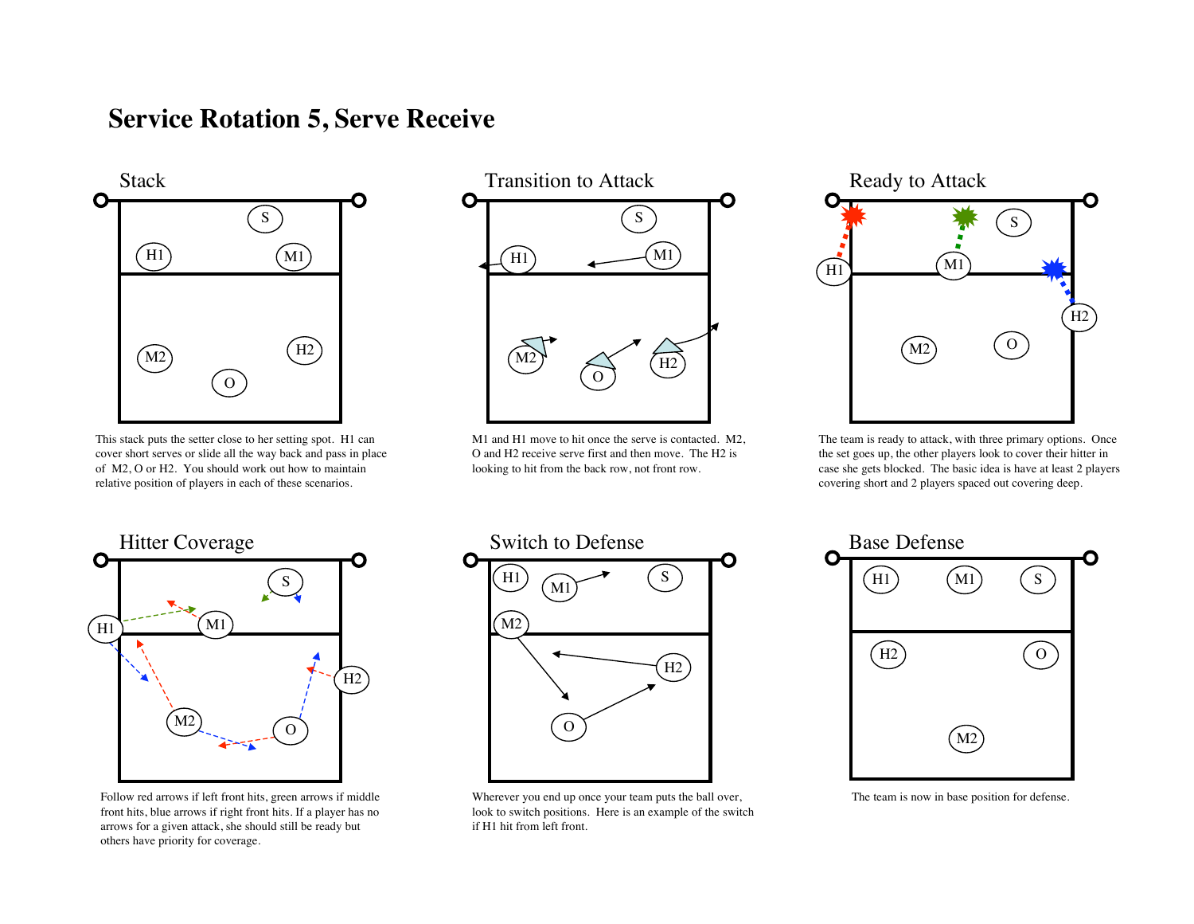# Service Rotation 5, Serve Receive

## Stack

This stack puts the setter close to her setting spot. H1 can cover short serves or slide all the way back and pass in place of M2, O or H2. You should work out how to maintain relative position of players in each of these scenarios.

## Transition to Attack

M1 and H1 move to hit once the serve is contacted. M2, O and H2 receive serve first and then move. The H2 is looking to hit from the back row, not front row.

## Ready to Attack

The team is ready to attack, with three primary options. Once the set goes up, the other players look to cover their hitter in case she gets blocked. The basic idea is have at least 2 players covering short and 2 players spaced out covering deep.

## Hitter Coverage

Follow red arrows if left front hits, green arrows if middle front hits, blue arrows if right front hits. If a player has no arrows for a given attack, she should still be ready but others have priority for coverage.

## Switch to Defense

Wherever you end up once your team puts the ball over, look to switch positions. Here is an example of the switch if H1 hit from left front.

## Base Defense

The team is now in base position for defense.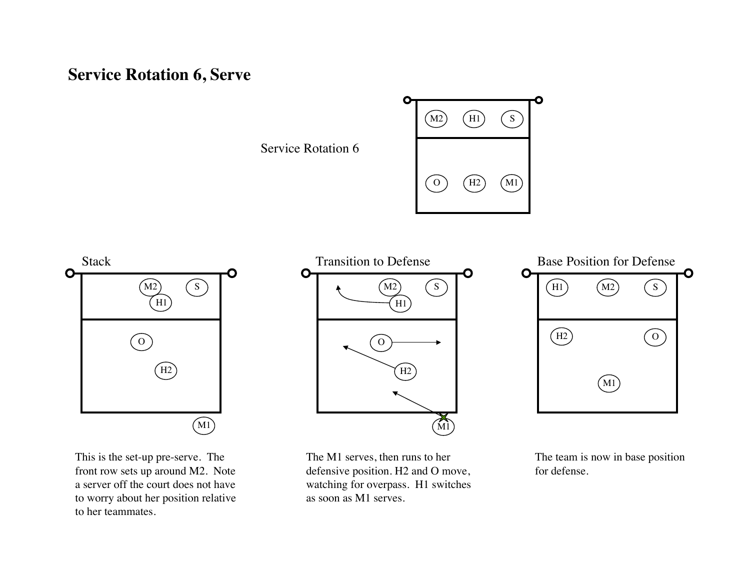# Service Rotation 6, Serve

Service Rotation 6

| M2 | H1 | S |
|---|---|---|
| O | H2 | M1 |

### Stack

This is the set-up pre-serve. The front row sets up around M2. Note a server off the court does not have to worry about her position relative to her teammates.

### Transition to Defense

The M1 serves, then runs to her defensive position. H2 and O move, watching for overpass. H1 switches as soon as M1 serves.

### Base Position for Defense

The team is now in base position for defense.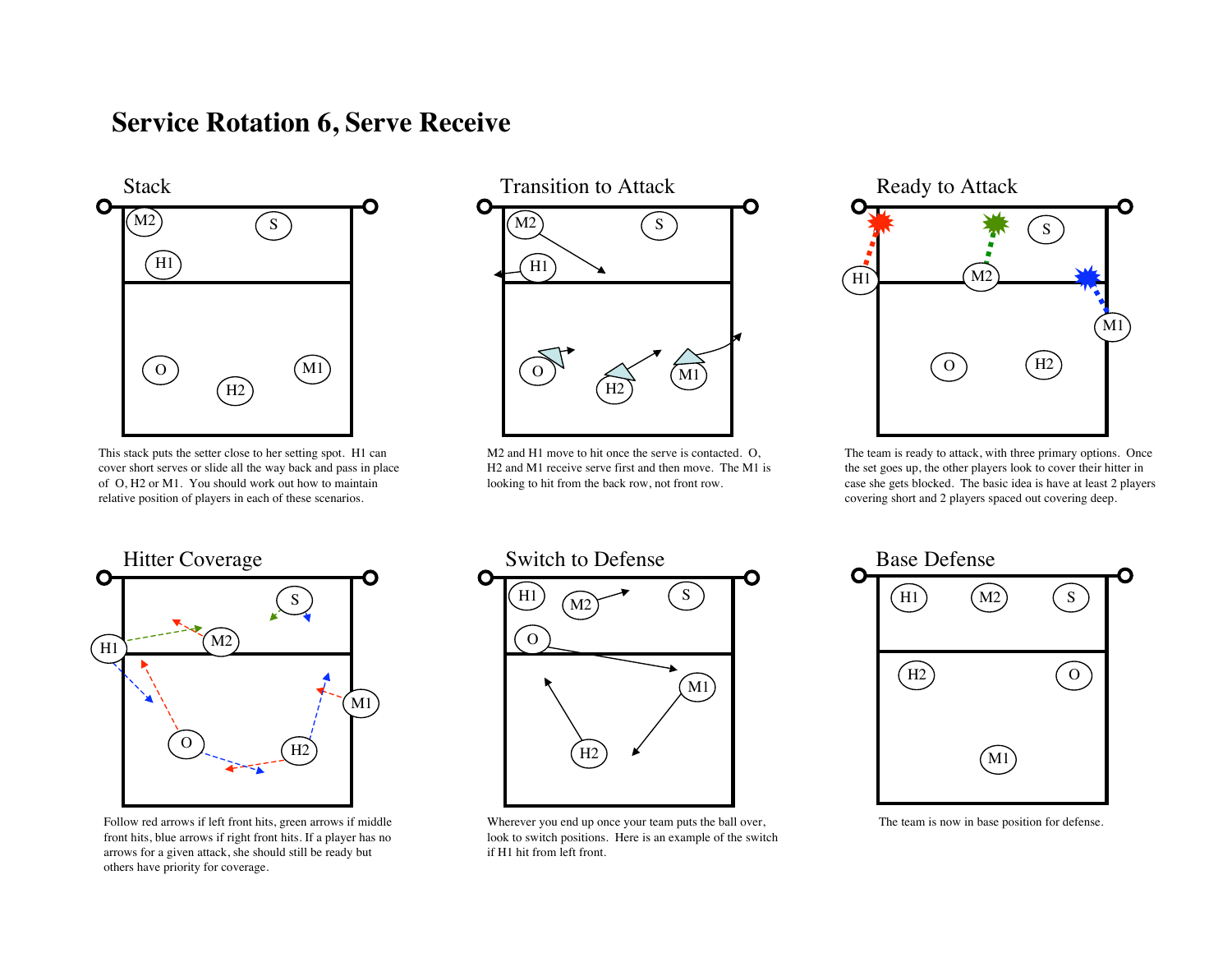# Service Rotation 6, Serve Receive

## Stack

M2
S
H1
O
M1
H2

This stack puts the setter close to her setting spot. H1 can cover short serves or slide all the way back and pass in place of O, H2 or M1. You should work out how to maintain relative position of players in each of these scenarios.

## Transition to Attack

M2
S
H1
O
H2
M1

M2 and H1 move to hit once the serve is contacted. O, H2 and M1 receive serve first and then move. The M1 is looking to hit from the back row, not front row.

## Ready to Attack

S
H1
M2
M1
O
H2

The team is ready to attack, with three primary options. Once the set goes up, the other players look to cover their hitter in case she gets blocked. The basic idea is have at least 2 players covering short and 2 players spaced out covering deep.

## Hitter Coverage

S
H1
M2
M1
O
H2

Follow red arrows if left front hits, green arrows if middle front hits, blue arrows if right front hits. If a player has no arrows for a given attack, she should still be ready but others have priority for coverage.

## Switch to Defense

H1
M2
S
O
M1
H2

Wherever you end up once your team puts the ball over, look to switch positions. Here is an example of the switch if H1 hit from left front.

## Base Defense

H1
M2
S
H2
O
M1

The team is now in base position for defense.